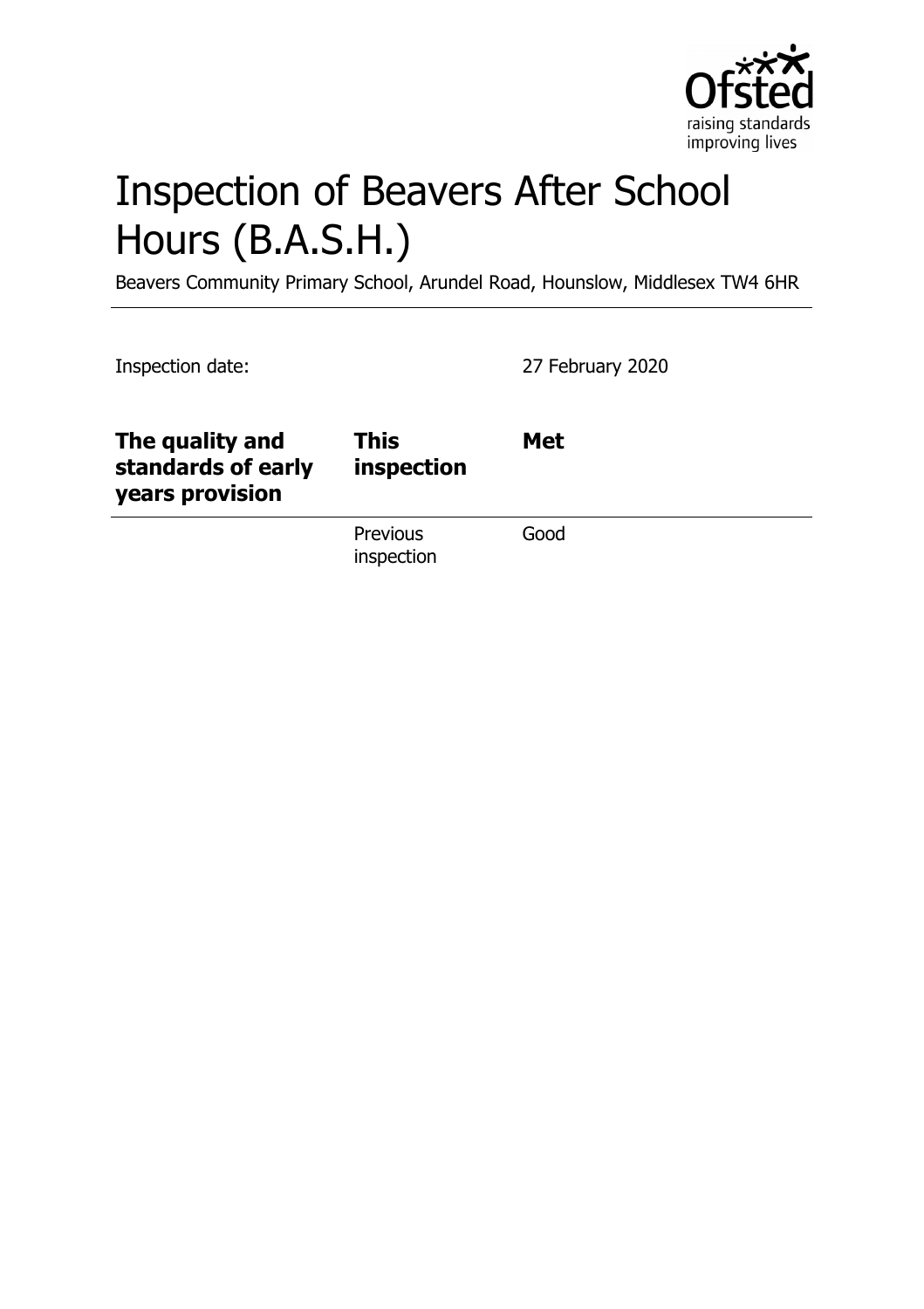# Inspection of Beavers After School Hours (B.A.S.H.)

Beavers Community Primary School, Arundel Road, Hounslow, Middlesex TW4 6HR

Inspection date: 27 February 2020

| **The quality and standards of early years provision** | **This inspection** | **Met** |
|---|---|---|
| | Previous inspection | Good |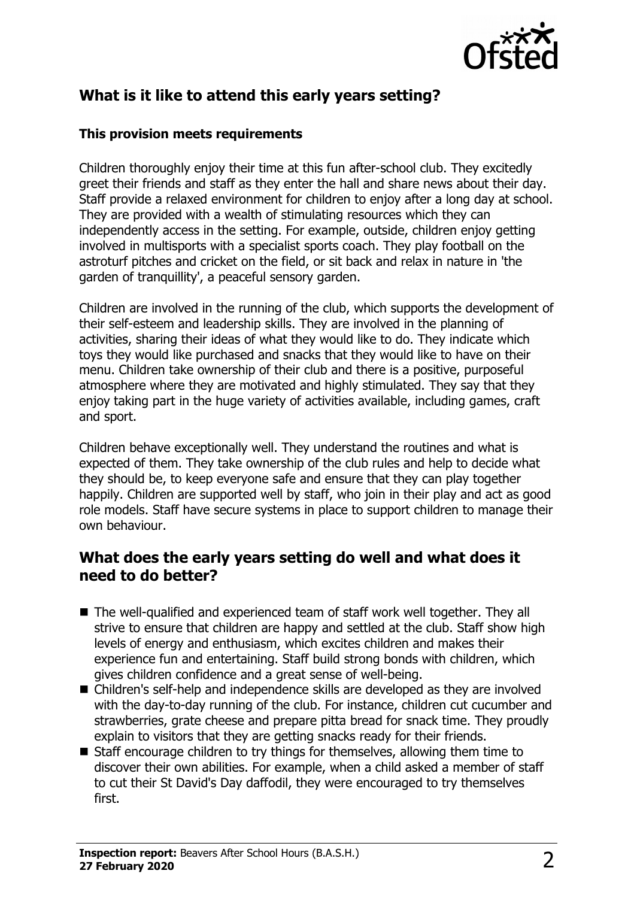## What is it like to attend this early years setting?

**This provision meets requirements**

Children thoroughly enjoy their time at this fun after-school club. They excitedly greet their friends and staff as they enter the hall and share news about their day. Staff provide a relaxed environment for children to enjoy after a long day at school. They are provided with a wealth of stimulating resources which they can independently access in the setting. For example, outside, children enjoy getting involved in multisports with a specialist sports coach. They play football on the astroturf pitches and cricket on the field, or sit back and relax in nature in 'the garden of tranquillity', a peaceful sensory garden.

Children are involved in the running of the club, which supports the development of their self-esteem and leadership skills. They are involved in the planning of activities, sharing their ideas of what they would like to do. They indicate which toys they would like purchased and snacks that they would like to have on their menu. Children take ownership of their club and there is a positive, purposeful atmosphere where they are motivated and highly stimulated. They say that they enjoy taking part in the huge variety of activities available, including games, craft and sport.

Children behave exceptionally well. They understand the routines and what is expected of them. They take ownership of the club rules and help to decide what they should be, to keep everyone safe and ensure that they can play together happily. Children are supported well by staff, who join in their play and act as good role models. Staff have secure systems in place to support children to manage their own behaviour.

## What does the early years setting do well and what does it need to do better?

- The well-qualified and experienced team of staff work well together. They all strive to ensure that children are happy and settled at the club. Staff show high levels of energy and enthusiasm, which excites children and makes their experience fun and entertaining. Staff build strong bonds with children, which gives children confidence and a great sense of well-being.
- Children's self-help and independence skills are developed as they are involved with the day-to-day running of the club. For instance, children cut cucumber and strawberries, grate cheese and prepare pitta bread for snack time. They proudly explain to visitors that they are getting snacks ready for their friends.
- Staff encourage children to try things for themselves, allowing them time to discover their own abilities. For example, when a child asked a member of staff to cut their St David's Day daffodil, they were encouraged to try themselves first.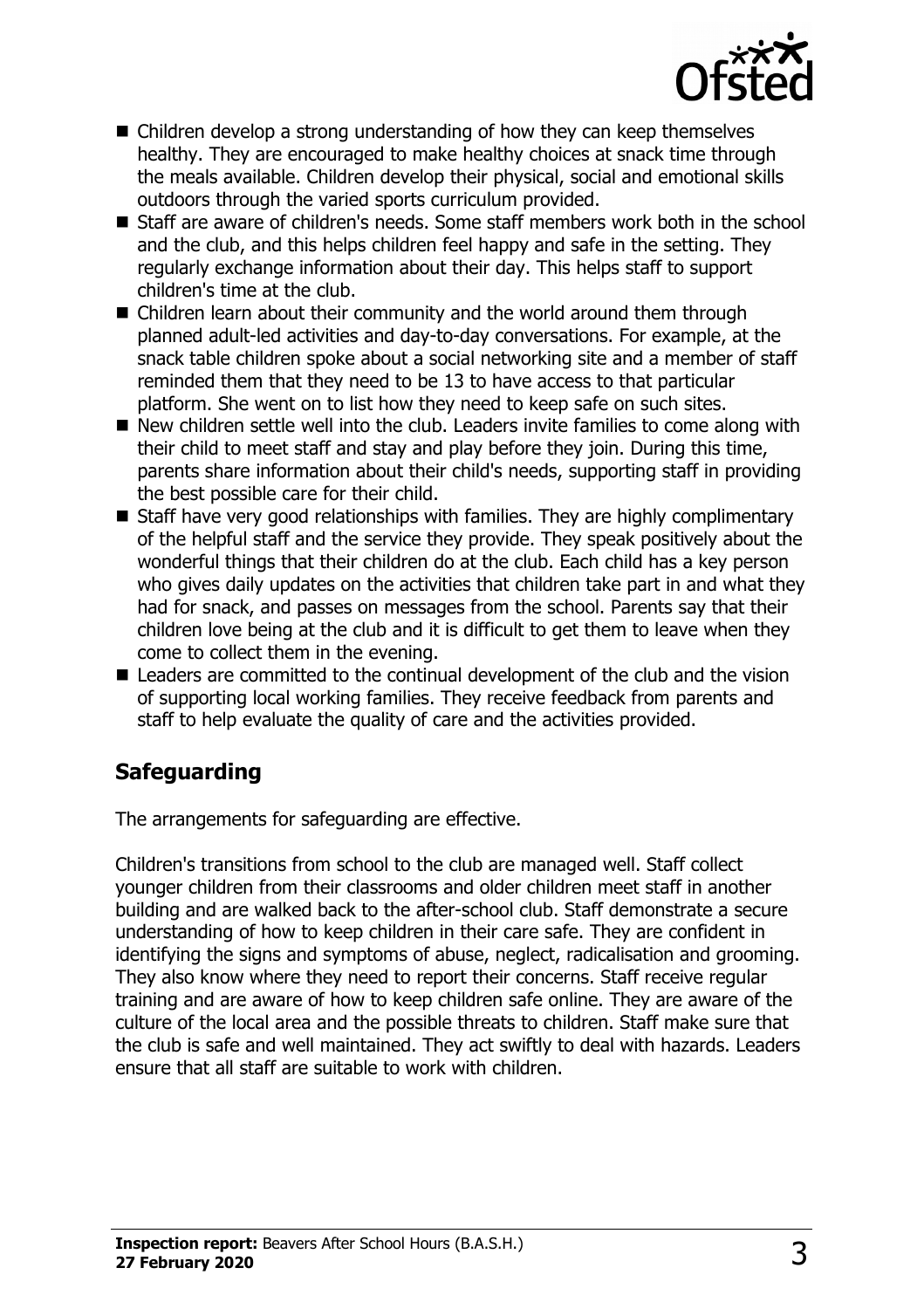- Children develop a strong understanding of how they can keep themselves healthy. They are encouraged to make healthy choices at snack time through the meals available. Children develop their physical, social and emotional skills outdoors through the varied sports curriculum provided.
- Staff are aware of children's needs. Some staff members work both in the school and the club, and this helps children feel happy and safe in the setting. They regularly exchange information about their day. This helps staff to support children's time at the club.
- Children learn about their community and the world around them through planned adult-led activities and day-to-day conversations. For example, at the snack table children spoke about a social networking site and a member of staff reminded them that they need to be 13 to have access to that particular platform. She went on to list how they need to keep safe on such sites.
- New children settle well into the club. Leaders invite families to come along with their child to meet staff and stay and play before they join. During this time, parents share information about their child's needs, supporting staff in providing the best possible care for their child.
- Staff have very good relationships with families. They are highly complimentary of the helpful staff and the service they provide. They speak positively about the wonderful things that their children do at the club. Each child has a key person who gives daily updates on the activities that children take part in and what they had for snack, and passes on messages from the school. Parents say that their children love being at the club and it is difficult to get them to leave when they come to collect them in the evening.
- Leaders are committed to the continual development of the club and the vision of supporting local working families. They receive feedback from parents and staff to help evaluate the quality of care and the activities provided.

## Safeguarding

The arrangements for safeguarding are effective.

Children's transitions from school to the club are managed well. Staff collect younger children from their classrooms and older children meet staff in another building and are walked back to the after-school club. Staff demonstrate a secure understanding of how to keep children in their care safe. They are confident in identifying the signs and symptoms of abuse, neglect, radicalisation and grooming. They also know where they need to report their concerns. Staff receive regular training and are aware of how to keep children safe online. They are aware of the culture of the local area and the possible threats to children. Staff make sure that the club is safe and well maintained. They act swiftly to deal with hazards. Leaders ensure that all staff are suitable to work with children.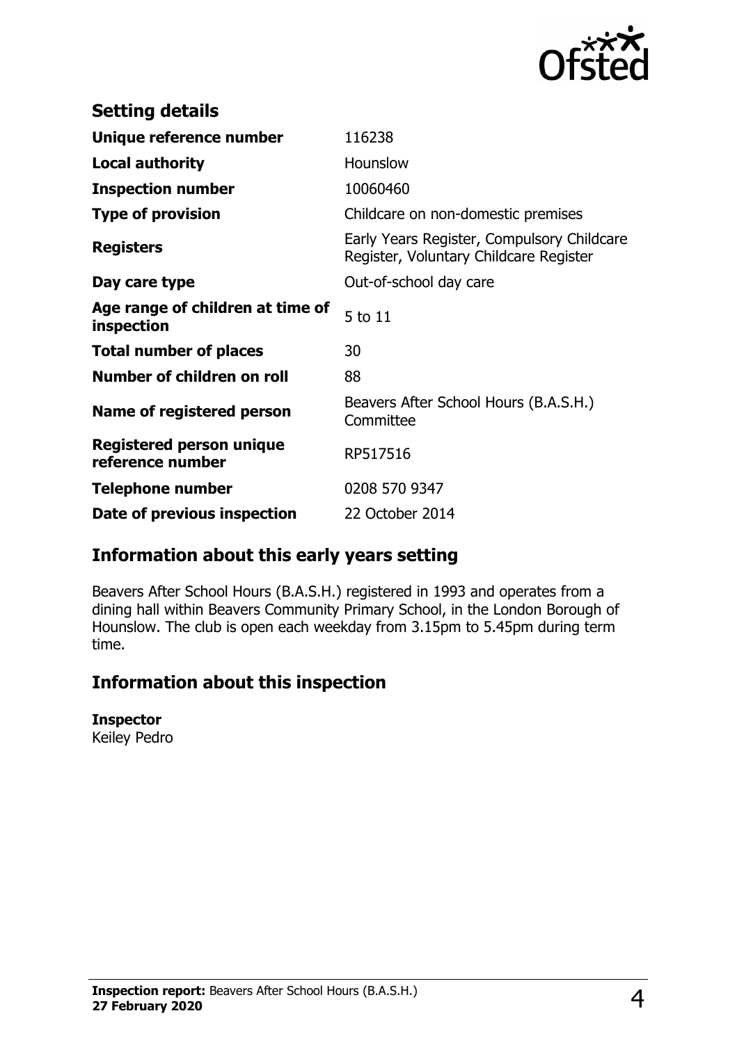## Setting details

| | |
|---|---|
| **Unique reference number** | 116238 |
| **Local authority** | Hounslow |
| **Inspection number** | 10060460 |
| **Type of provision** | Childcare on non-domestic premises |
| **Registers** | Early Years Register, Compulsory Childcare Register, Voluntary Childcare Register |
| **Day care type** | Out-of-school day care |
| **Age range of children at time of inspection** | 5 to 11 |
| **Total number of places** | 30 |
| **Number of children on roll** | 88 |
| **Name of registered person** | Beavers After School Hours (B.A.S.H.) Committee |
| **Registered person unique reference number** | RP517516 |
| **Telephone number** | 0208 570 9347 |
| **Date of previous inspection** | 22 October 2014 |

## Information about this early years setting

Beavers After School Hours (B.A.S.H.) registered in 1993 and operates from a dining hall within Beavers Community Primary School, in the London Borough of Hounslow. The club is open each weekday from 3.15pm to 5.45pm during term time.

## Information about this inspection

**Inspector**
Keiley Pedro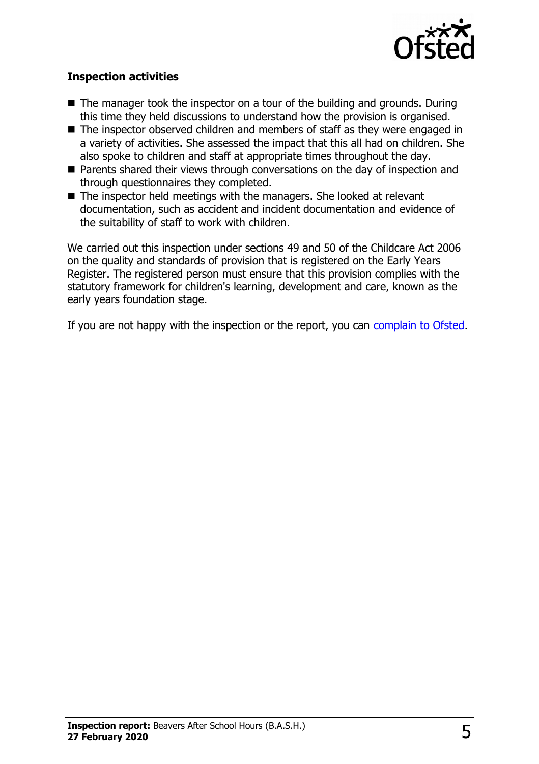### Inspection activities

- The manager took the inspector on a tour of the building and grounds. During this time they held discussions to understand how the provision is organised.
- The inspector observed children and members of staff as they were engaged in a variety of activities. She assessed the impact that this all had on children. She also spoke to children and staff at appropriate times throughout the day.
- Parents shared their views through conversations on the day of inspection and through questionnaires they completed.
- The inspector held meetings with the managers. She looked at relevant documentation, such as accident and incident documentation and evidence of the suitability of staff to work with children.

We carried out this inspection under sections 49 and 50 of the Childcare Act 2006 on the quality and standards of provision that is registered on the Early Years Register. The registered person must ensure that this provision complies with the statutory framework for children's learning, development and care, known as the early years foundation stage.

If you are not happy with the inspection or the report, you can complain to Ofsted.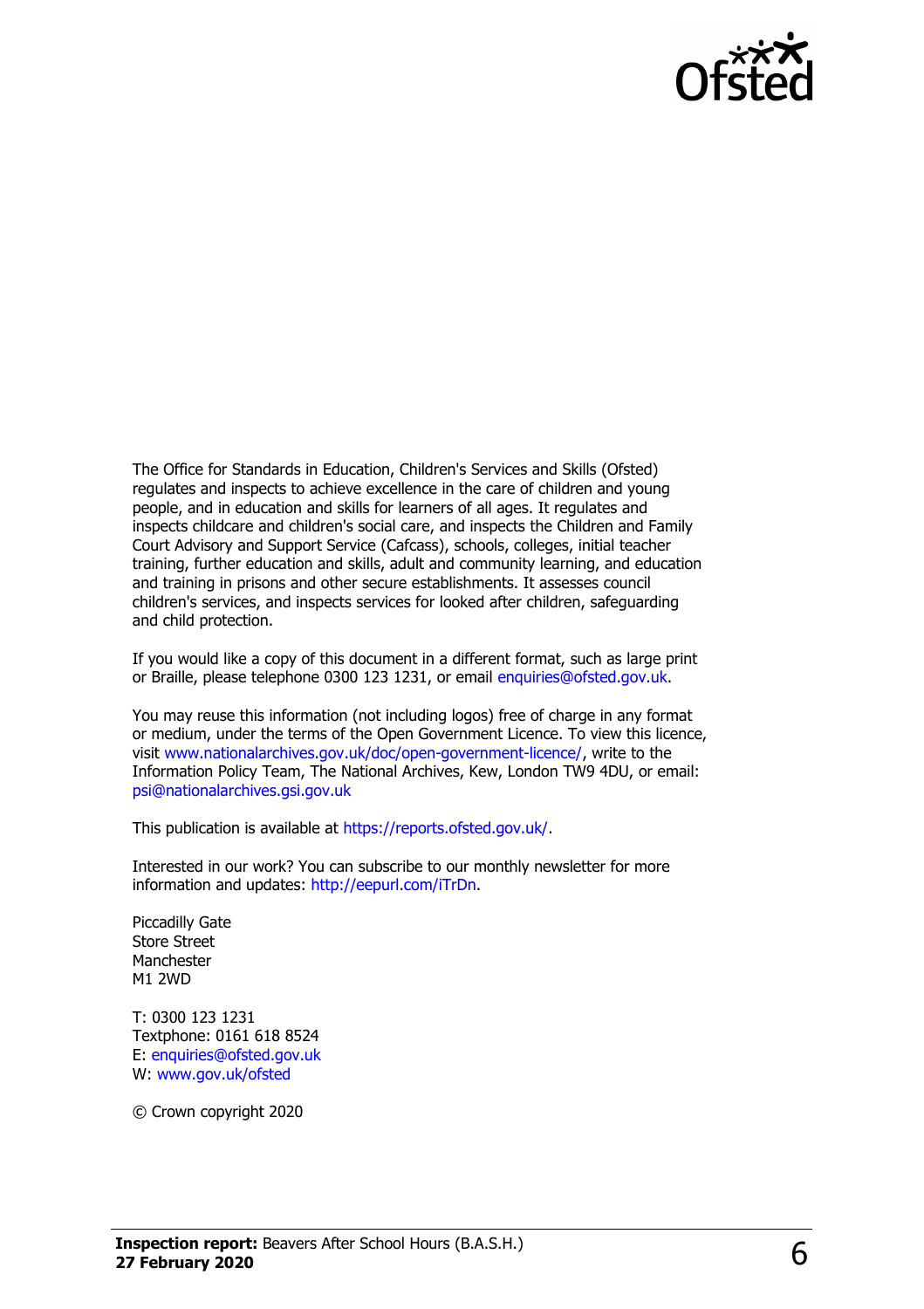The Office for Standards in Education, Children's Services and Skills (Ofsted) regulates and inspects to achieve excellence in the care of children and young people, and in education and skills for learners of all ages. It regulates and inspects childcare and children's social care, and inspects the Children and Family Court Advisory and Support Service (Cafcass), schools, colleges, initial teacher training, further education and skills, adult and community learning, and education and training in prisons and other secure establishments. It assesses council children's services, and inspects services for looked after children, safeguarding and child protection.

If you would like a copy of this document in a different format, such as large print or Braille, please telephone 0300 123 1231, or email enquiries@ofsted.gov.uk.

You may reuse this information (not including logos) free of charge in any format or medium, under the terms of the Open Government Licence. To view this licence, visit www.nationalarchives.gov.uk/doc/open-government-licence/, write to the Information Policy Team, The National Archives, Kew, London TW9 4DU, or email: psi@nationalarchives.gsi.gov.uk

This publication is available at https://reports.ofsted.gov.uk/.

Interested in our work? You can subscribe to our monthly newsletter for more information and updates: http://eepurl.com/iTrDn.

Piccadilly Gate
Store Street
Manchester
M1 2WD

T: 0300 123 1231
Textphone: 0161 618 8524
E: enquiries@ofsted.gov.uk
W: www.gov.uk/ofsted

© Crown copyright 2020